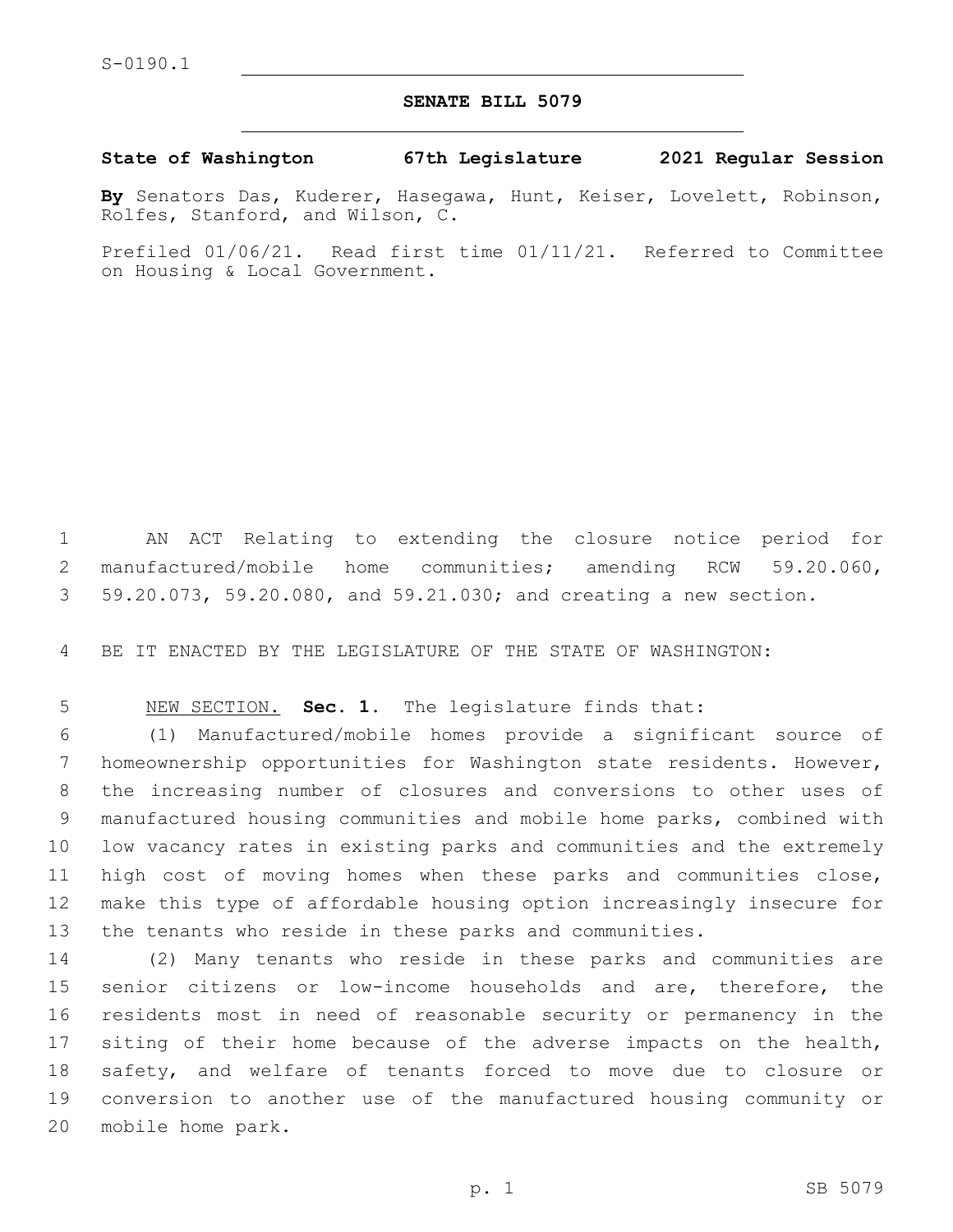S-0190.1

# SENATE BILL 5079

**State of Washington 67th Legislature 2021 Regular Session**

**By** Senators Das, Kuderer, Hasegawa, Hunt, Keiser, Lovelett, Robinson, Rolfes, Stanford, and Wilson, C.

Prefiled 01/06/21. Read first time 01/11/21. Referred to Committee on Housing & Local Government.

1 AN ACT Relating to extending the closure notice period for
2 manufactured/mobile home communities; amending RCW 59.20.060,
3 59.20.073, 59.20.080, and 59.21.030; and creating a new section.

4 BE IT ENACTED BY THE LEGISLATURE OF THE STATE OF WASHINGTON:

5 NEW SECTION. **Sec. 1.** The legislature finds that:
6 (1) Manufactured/mobile homes provide a significant source of
7 homeownership opportunities for Washington state residents. However,
8 the increasing number of closures and conversions to other uses of
9 manufactured housing communities and mobile home parks, combined with
10 low vacancy rates in existing parks and communities and the extremely
11 high cost of moving homes when these parks and communities close,
12 make this type of affordable housing option increasingly insecure for
13 the tenants who reside in these parks and communities.
14 (2) Many tenants who reside in these parks and communities are
15 senior citizens or low-income households and are, therefore, the
16 residents most in need of reasonable security or permanency in the
17 siting of their home because of the adverse impacts on the health,
18 safety, and welfare of tenants forced to move due to closure or
19 conversion to another use of the manufactured housing community or
20 mobile home park.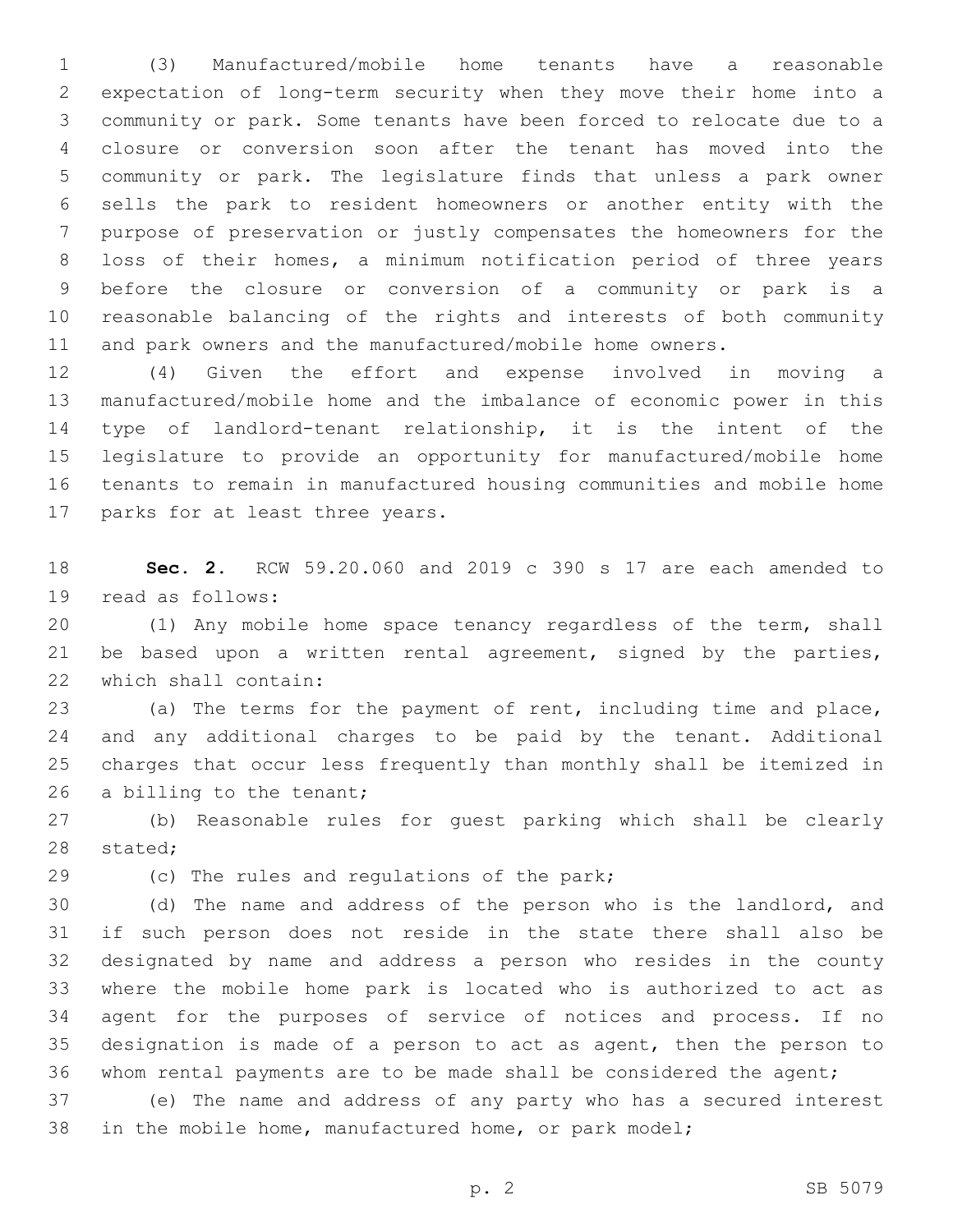(3) Manufactured/mobile home tenants have a reasonable expectation of long-term security when they move their home into a community or park. Some tenants have been forced to relocate due to a closure or conversion soon after the tenant has moved into the community or park. The legislature finds that unless a park owner sells the park to resident homeowners or another entity with the purpose of preservation or justly compensates the homeowners for the loss of their homes, a minimum notification period of three years before the closure or conversion of a community or park is a reasonable balancing of the rights and interests of both community and park owners and the manufactured/mobile home owners.

(4) Given the effort and expense involved in moving a manufactured/mobile home and the imbalance of economic power in this type of landlord-tenant relationship, it is the intent of the legislature to provide an opportunity for manufactured/mobile home tenants to remain in manufactured housing communities and mobile home parks for at least three years.

**Sec. 2.** RCW 59.20.060 and 2019 c 390 s 17 are each amended to read as follows:

(1) Any mobile home space tenancy regardless of the term, shall be based upon a written rental agreement, signed by the parties, which shall contain:

(a) The terms for the payment of rent, including time and place, and any additional charges to be paid by the tenant. Additional charges that occur less frequently than monthly shall be itemized in a billing to the tenant;

(b) Reasonable rules for guest parking which shall be clearly stated;

(c) The rules and regulations of the park;

(d) The name and address of the person who is the landlord, and if such person does not reside in the state there shall also be designated by name and address a person who resides in the county where the mobile home park is located who is authorized to act as agent for the purposes of service of notices and process. If no designation is made of a person to act as agent, then the person to whom rental payments are to be made shall be considered the agent;

(e) The name and address of any party who has a secured interest in the mobile home, manufactured home, or park model;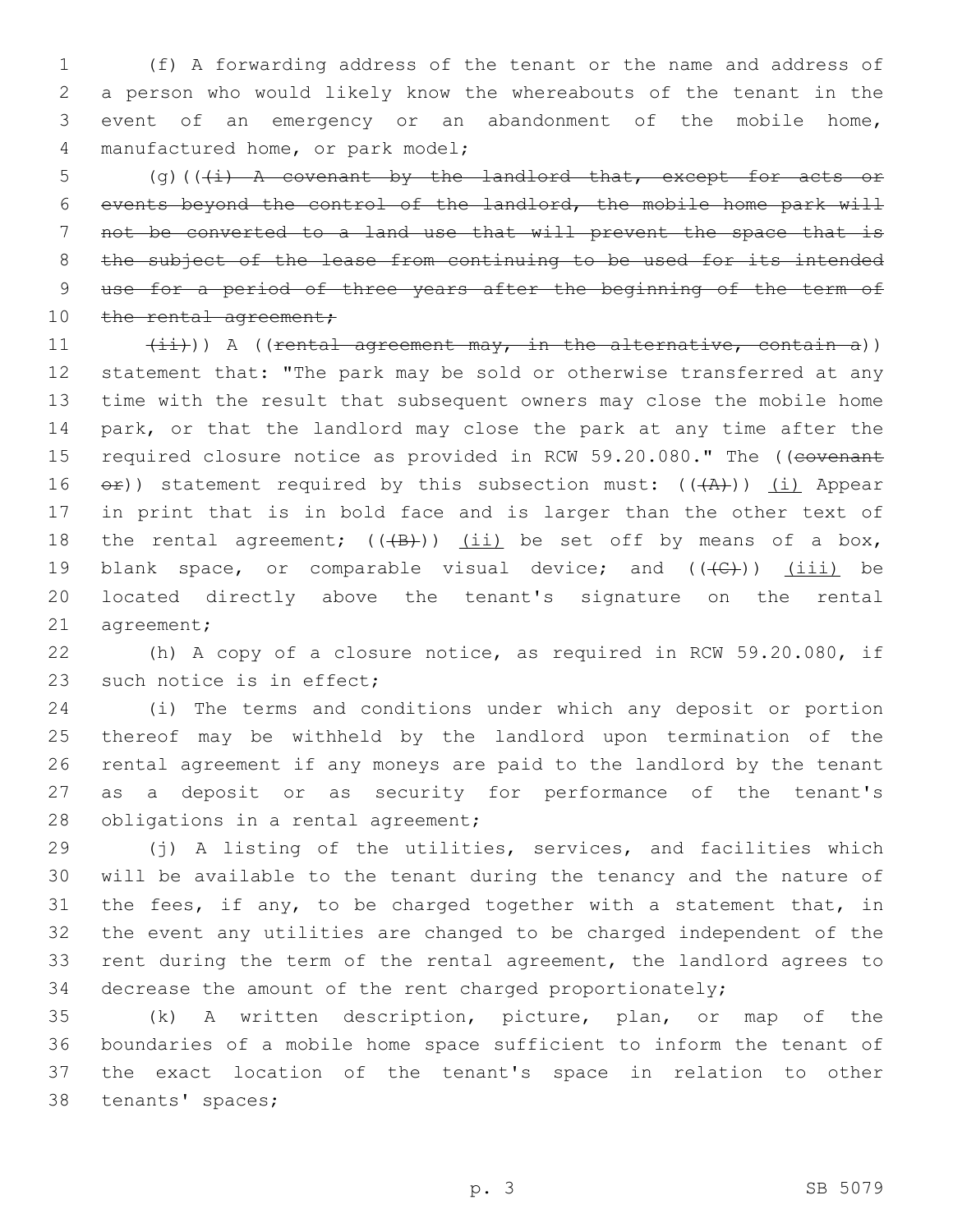(f) A forwarding address of the tenant or the name and address of a person who would likely know the whereabouts of the tenant in the event of an emergency or an abandonment of the mobile home, manufactured home, or park model;

(g)(((i) A covenant by the landlord that, except for acts or events beyond the control of the landlord, the mobile home park will not be converted to a land use that will prevent the space that is the subject of the lease from continuing to be used for its intended use for a period of three years after the beginning of the term of the rental agreement;

(ii))) A ((rental agreement may, in the alternative, contain a)) statement that: "The park may be sold or otherwise transferred at any time with the result that subsequent owners may close the mobile home park, or that the landlord may close the park at any time after the required closure notice as provided in RCW 59.20.080." The ((covenant or)) statement required by this subsection must: (((A))) (i) Appear in print that is in bold face and is larger than the other text of the rental agreement; (((B))) (ii) be set off by means of a box, blank space, or comparable visual device; and (((C))) (iii) be located directly above the tenant's signature on the rental agreement;

(h) A copy of a closure notice, as required in RCW 59.20.080, if such notice is in effect;

(i) The terms and conditions under which any deposit or portion thereof may be withheld by the landlord upon termination of the rental agreement if any moneys are paid to the landlord by the tenant as a deposit or as security for performance of the tenant's obligations in a rental agreement;

(j) A listing of the utilities, services, and facilities which will be available to the tenant during the tenancy and the nature of the fees, if any, to be charged together with a statement that, in the event any utilities are changed to be charged independent of the rent during the term of the rental agreement, the landlord agrees to decrease the amount of the rent charged proportionately;

(k) A written description, picture, plan, or map of the boundaries of a mobile home space sufficient to inform the tenant of the exact location of the tenant's space in relation to other tenants' spaces;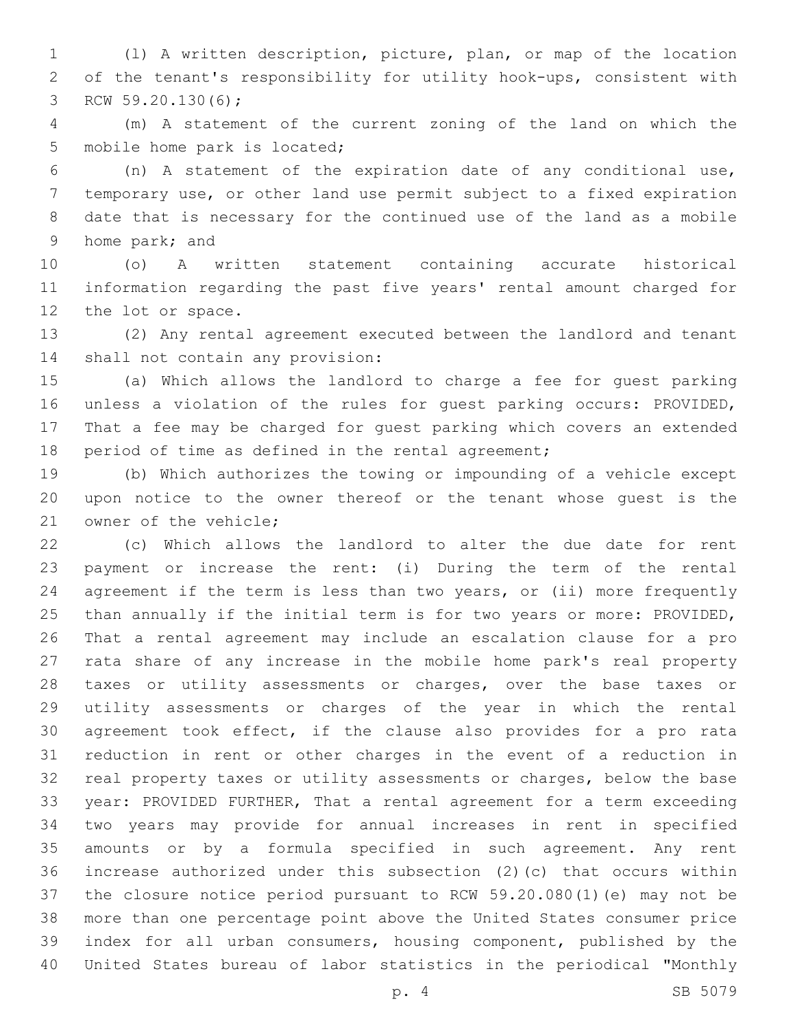(l) A written description, picture, plan, or map of the location of the tenant's responsibility for utility hook-ups, consistent with RCW 59.20.130(6);

(m) A statement of the current zoning of the land on which the mobile home park is located;

(n) A statement of the expiration date of any conditional use, temporary use, or other land use permit subject to a fixed expiration date that is necessary for the continued use of the land as a mobile home park; and

(o) A written statement containing accurate historical information regarding the past five years' rental amount charged for the lot or space.

(2) Any rental agreement executed between the landlord and tenant shall not contain any provision:

(a) Which allows the landlord to charge a fee for guest parking unless a violation of the rules for guest parking occurs: PROVIDED, That a fee may be charged for guest parking which covers an extended period of time as defined in the rental agreement;

(b) Which authorizes the towing or impounding of a vehicle except upon notice to the owner thereof or the tenant whose guest is the owner of the vehicle;

(c) Which allows the landlord to alter the due date for rent payment or increase the rent: (i) During the term of the rental agreement if the term is less than two years, or (ii) more frequently than annually if the initial term is for two years or more: PROVIDED, That a rental agreement may include an escalation clause for a pro rata share of any increase in the mobile home park's real property taxes or utility assessments or charges, over the base taxes or utility assessments or charges of the year in which the rental agreement took effect, if the clause also provides for a pro rata reduction in rent or other charges in the event of a reduction in real property taxes or utility assessments or charges, below the base year: PROVIDED FURTHER, That a rental agreement for a term exceeding two years may provide for annual increases in rent in specified amounts or by a formula specified in such agreement. Any rent increase authorized under this subsection (2)(c) that occurs within the closure notice period pursuant to RCW 59.20.080(1)(e) may not be more than one percentage point above the United States consumer price index for all urban consumers, housing component, published by the United States bureau of labor statistics in the periodical "Monthly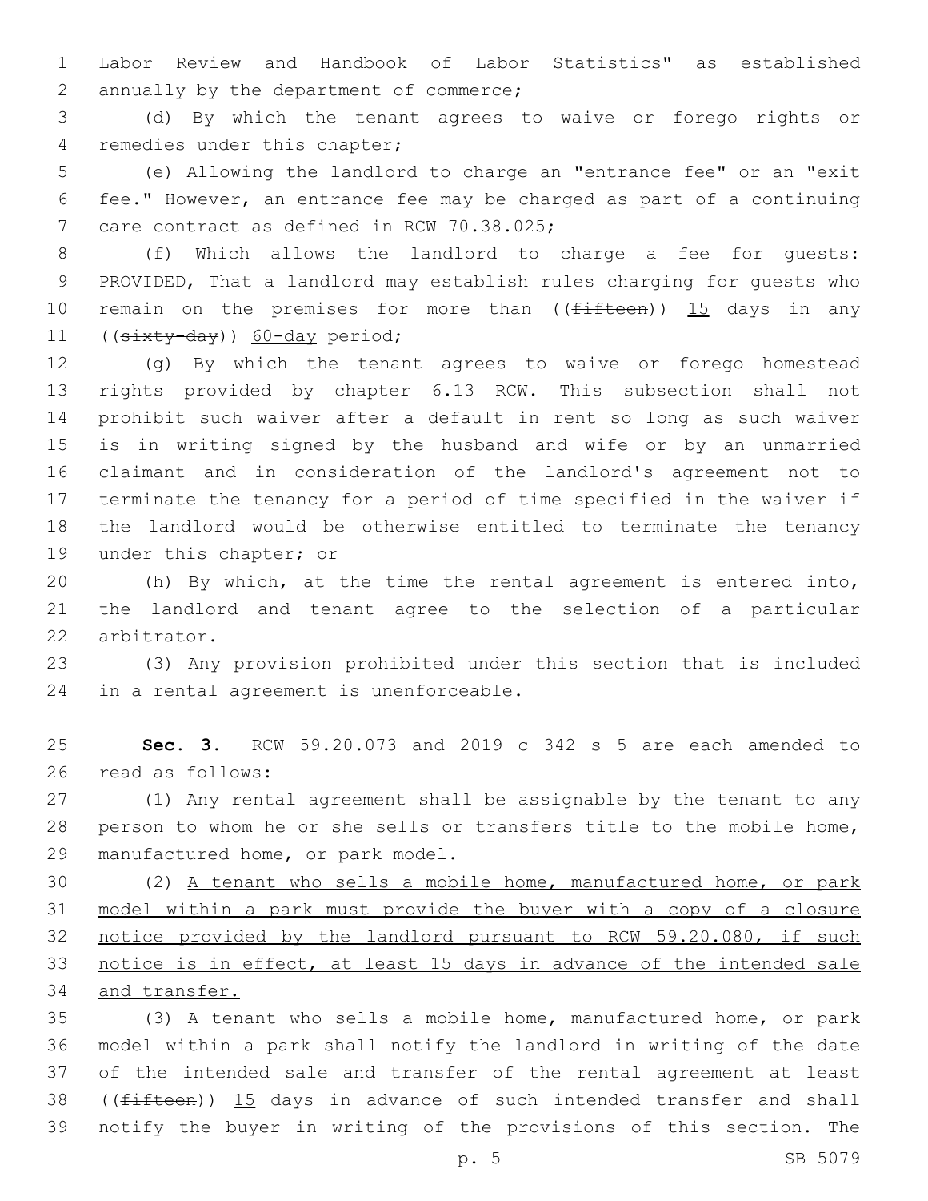Labor Review and Handbook of Labor Statistics" as established annually by the department of commerce;

(d) By which the tenant agrees to waive or forego rights or remedies under this chapter;

(e) Allowing the landlord to charge an "entrance fee" or an "exit fee." However, an entrance fee may be charged as part of a continuing care contract as defined in RCW 70.38.025;

(f) Which allows the landlord to charge a fee for guests: PROVIDED, That a landlord may establish rules charging for guests who remain on the premises for more than ((~~fifteen~~)) <u>15</u> days in any ((~~sixty-day~~)) <u>60-day</u> period;

(g) By which the tenant agrees to waive or forego homestead rights provided by chapter 6.13 RCW. This subsection shall not prohibit such waiver after a default in rent so long as such waiver is in writing signed by the husband and wife or by an unmarried claimant and in consideration of the landlord's agreement not to terminate the tenancy for a period of time specified in the waiver if the landlord would be otherwise entitled to terminate the tenancy under this chapter; or

(h) By which, at the time the rental agreement is entered into, the landlord and tenant agree to the selection of a particular arbitrator.

(3) Any provision prohibited under this section that is included in a rental agreement is unenforceable.

**Sec. 3.** RCW 59.20.073 and 2019 c 342 s 5 are each amended to read as follows:

(1) Any rental agreement shall be assignable by the tenant to any person to whom he or she sells or transfers title to the mobile home, manufactured home, or park model.

(2) <u>A tenant who sells a mobile home, manufactured home, or park model within a park must provide the buyer with a copy of a closure notice provided by the landlord pursuant to RCW 59.20.080, if such notice is in effect, at least 15 days in advance of the intended sale and transfer.</u>

<u>(3)</u> A tenant who sells a mobile home, manufactured home, or park model within a park shall notify the landlord in writing of the date of the intended sale and transfer of the rental agreement at least ((~~fifteen~~)) <u>15</u> days in advance of such intended transfer and shall notify the buyer in writing of the provisions of this section. The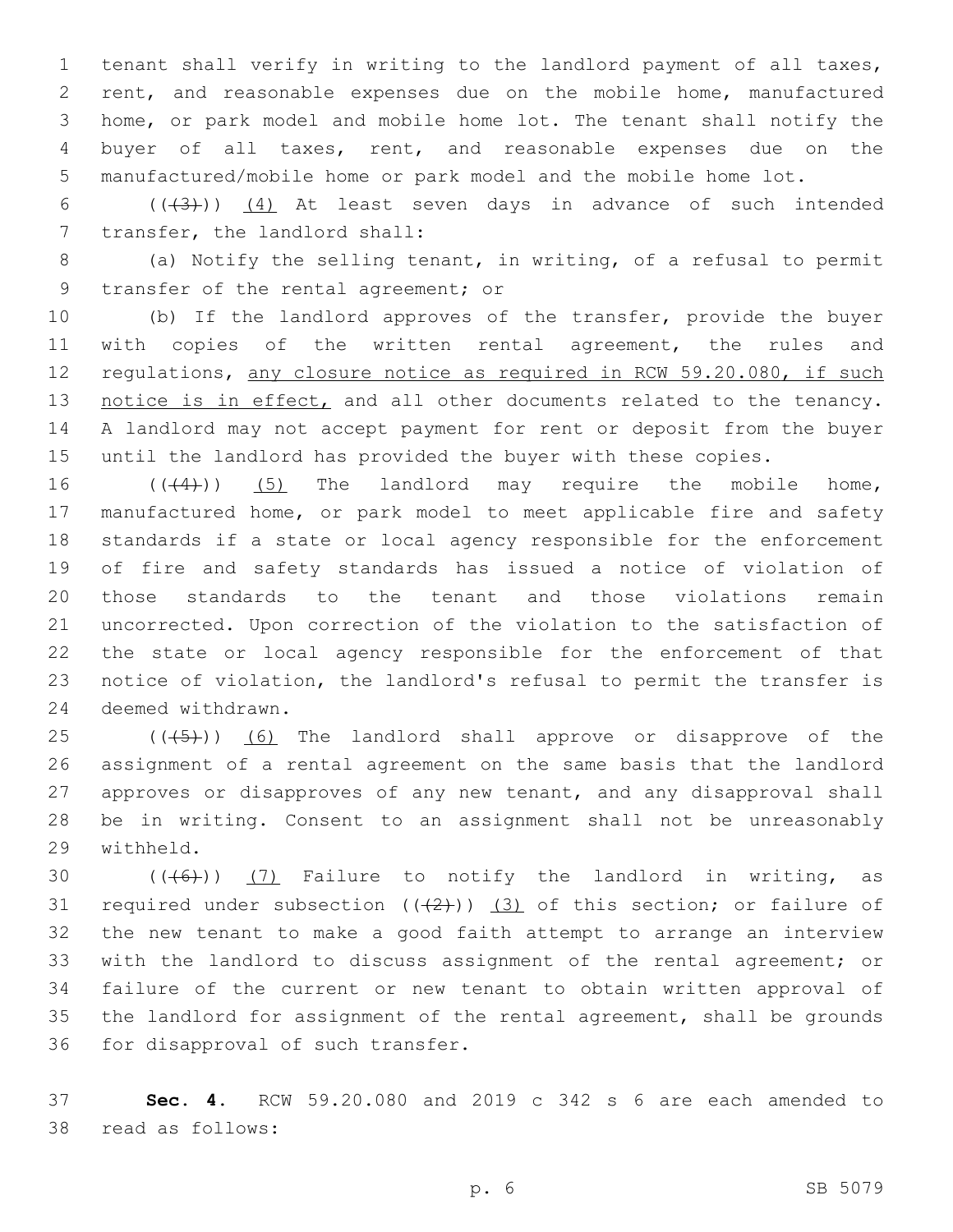tenant shall verify in writing to the landlord payment of all taxes, rent, and reasonable expenses due on the mobile home, manufactured home, or park model and mobile home lot. The tenant shall notify the buyer of all taxes, rent, and reasonable expenses due on the manufactured/mobile home or park model and the mobile home lot.

(((3))) <u>(4)</u> At least seven days in advance of such intended transfer, the landlord shall:

(a) Notify the selling tenant, in writing, of a refusal to permit transfer of the rental agreement; or

(b) If the landlord approves of the transfer, provide the buyer with copies of the written rental agreement, the rules and regulations, <u>any closure notice as required in RCW 59.20.080, if such notice is in effect,</u> and all other documents related to the tenancy. A landlord may not accept payment for rent or deposit from the buyer until the landlord has provided the buyer with these copies.

(((4))) <u>(5)</u> The landlord may require the mobile home, manufactured home, or park model to meet applicable fire and safety standards if a state or local agency responsible for the enforcement of fire and safety standards has issued a notice of violation of those standards to the tenant and those violations remain uncorrected. Upon correction of the violation to the satisfaction of the state or local agency responsible for the enforcement of that notice of violation, the landlord's refusal to permit the transfer is deemed withdrawn.

(((5))) <u>(6)</u> The landlord shall approve or disapprove of the assignment of a rental agreement on the same basis that the landlord approves or disapproves of any new tenant, and any disapproval shall be in writing. Consent to an assignment shall not be unreasonably withheld.

(((6))) <u>(7)</u> Failure to notify the landlord in writing, as required under subsection (((2))) <u>(3)</u> of this section; or failure of the new tenant to make a good faith attempt to arrange an interview with the landlord to discuss assignment of the rental agreement; or failure of the current or new tenant to obtain written approval of the landlord for assignment of the rental agreement, shall be grounds for disapproval of such transfer.

**Sec. 4.** RCW 59.20.080 and 2019 c 342 s 6 are each amended to read as follows: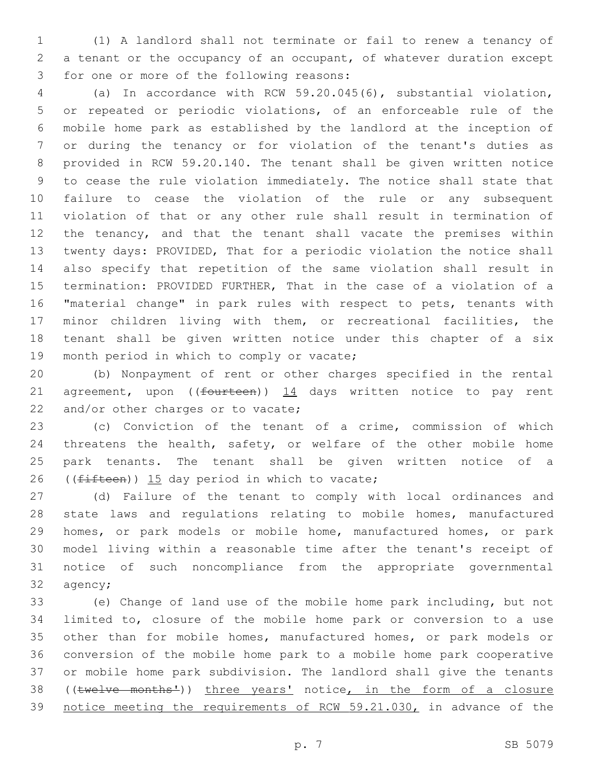(1) A landlord shall not terminate or fail to renew a tenancy of a tenant or the occupancy of an occupant, of whatever duration except for one or more of the following reasons:

(a) In accordance with RCW 59.20.045(6), substantial violation, or repeated or periodic violations, of an enforceable rule of the mobile home park as established by the landlord at the inception of or during the tenancy or for violation of the tenant's duties as provided in RCW 59.20.140. The tenant shall be given written notice to cease the rule violation immediately. The notice shall state that failure to cease the violation of the rule or any subsequent violation of that or any other rule shall result in termination of the tenancy, and that the tenant shall vacate the premises within twenty days: PROVIDED, That for a periodic violation the notice shall also specify that repetition of the same violation shall result in termination: PROVIDED FURTHER, That in the case of a violation of a "material change" in park rules with respect to pets, tenants with minor children living with them, or recreational facilities, the tenant shall be given written notice under this chapter of a six month period in which to comply or vacate;

(b) Nonpayment of rent or other charges specified in the rental agreement, upon ((~~fourteen~~)) 14 days written notice to pay rent and/or other charges or to vacate;

(c) Conviction of the tenant of a crime, commission of which threatens the health, safety, or welfare of the other mobile home park tenants. The tenant shall be given written notice of a ((~~fifteen~~)) 15 day period in which to vacate;

(d) Failure of the tenant to comply with local ordinances and state laws and regulations relating to mobile homes, manufactured homes, or park models or mobile home, manufactured homes, or park model living within a reasonable time after the tenant's receipt of notice of such noncompliance from the appropriate governmental agency;

(e) Change of land use of the mobile home park including, but not limited to, closure of the mobile home park or conversion to a use other than for mobile homes, manufactured homes, or park models or conversion of the mobile home park to a mobile home park cooperative or mobile home park subdivision. The landlord shall give the tenants ((~~twelve months'~~)) three years' notice, in the form of a closure notice meeting the requirements of RCW 59.21.030, in advance of the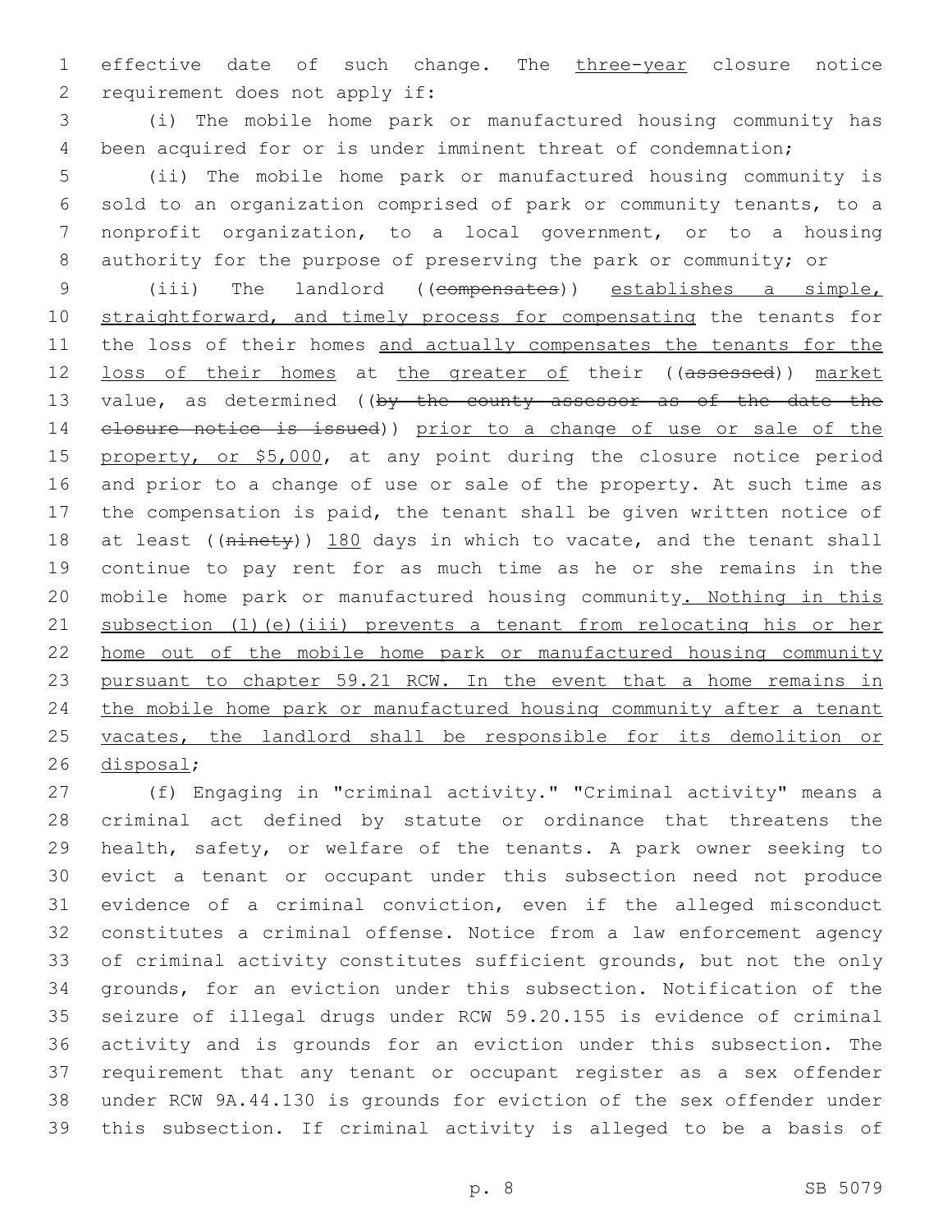effective date of such change. The three-year closure notice requirement does not apply if:

(i) The mobile home park or manufactured housing community has been acquired for or is under imminent threat of condemnation;

(ii) The mobile home park or manufactured housing community is sold to an organization comprised of park or community tenants, to a nonprofit organization, to a local government, or to a housing authority for the purpose of preserving the park or community; or

(iii) The landlord ((compensates)) establishes a simple, straightforward, and timely process for compensating the tenants for the loss of their homes and actually compensates the tenants for the loss of their homes at the greater of their ((assessed)) market value, as determined ((by the county assessor as of the date the closure notice is issued)) prior to a change of use or sale of the property, or $5,000, at any point during the closure notice period and prior to a change of use or sale of the property. At such time as the compensation is paid, the tenant shall be given written notice of at least ((ninety)) 180 days in which to vacate, and the tenant shall continue to pay rent for as much time as he or she remains in the mobile home park or manufactured housing community. Nothing in this subsection (1)(e)(iii) prevents a tenant from relocating his or her home out of the mobile home park or manufactured housing community pursuant to chapter 59.21 RCW. In the event that a home remains in the mobile home park or manufactured housing community after a tenant vacates, the landlord shall be responsible for its demolition or disposal;

(f) Engaging in "criminal activity." "Criminal activity" means a criminal act defined by statute or ordinance that threatens the health, safety, or welfare of the tenants. A park owner seeking to evict a tenant or occupant under this subsection need not produce evidence of a criminal conviction, even if the alleged misconduct constitutes a criminal offense. Notice from a law enforcement agency of criminal activity constitutes sufficient grounds, but not the only grounds, for an eviction under this subsection. Notification of the seizure of illegal drugs under RCW 59.20.155 is evidence of criminal activity and is grounds for an eviction under this subsection. The requirement that any tenant or occupant register as a sex offender under RCW 9A.44.130 is grounds for eviction of the sex offender under this subsection. If criminal activity is alleged to be a basis of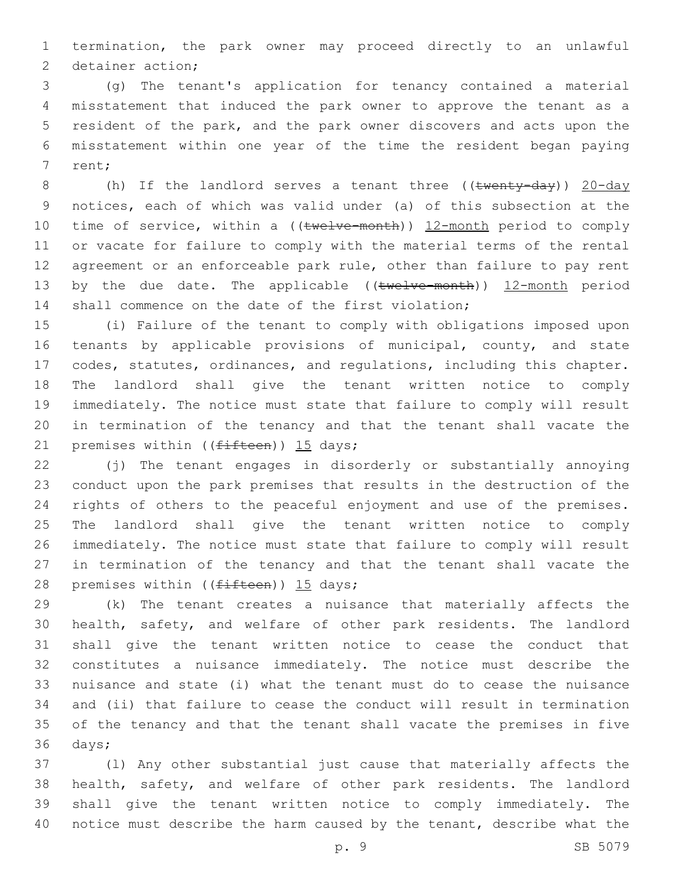termination, the park owner may proceed directly to an unlawful detainer action;

(g) The tenant's application for tenancy contained a material misstatement that induced the park owner to approve the tenant as a resident of the park, and the park owner discovers and acts upon the misstatement within one year of the time the resident began paying rent;

(h) If the landlord serves a tenant three ((~~twenty-day~~)) <u>20-day</u> notices, each of which was valid under (a) of this subsection at the time of service, within a ((~~twelve-month~~)) <u>12-month</u> period to comply or vacate for failure to comply with the material terms of the rental agreement or an enforceable park rule, other than failure to pay rent by the due date. The applicable ((~~twelve-month~~)) <u>12-month</u> period shall commence on the date of the first violation;

(i) Failure of the tenant to comply with obligations imposed upon tenants by applicable provisions of municipal, county, and state codes, statutes, ordinances, and regulations, including this chapter. The landlord shall give the tenant written notice to comply immediately. The notice must state that failure to comply will result in termination of the tenancy and that the tenant shall vacate the premises within ((~~fifteen~~)) <u>15</u> days;

(j) The tenant engages in disorderly or substantially annoying conduct upon the park premises that results in the destruction of the rights of others to the peaceful enjoyment and use of the premises. The landlord shall give the tenant written notice to comply immediately. The notice must state that failure to comply will result in termination of the tenancy and that the tenant shall vacate the premises within ((~~fifteen~~)) <u>15</u> days;

(k) The tenant creates a nuisance that materially affects the health, safety, and welfare of other park residents. The landlord shall give the tenant written notice to cease the conduct that constitutes a nuisance immediately. The notice must describe the nuisance and state (i) what the tenant must do to cease the nuisance and (ii) that failure to cease the conduct will result in termination of the tenancy and that the tenant shall vacate the premises in five days;

(l) Any other substantial just cause that materially affects the health, safety, and welfare of other park residents. The landlord shall give the tenant written notice to comply immediately. The notice must describe the harm caused by the tenant, describe what the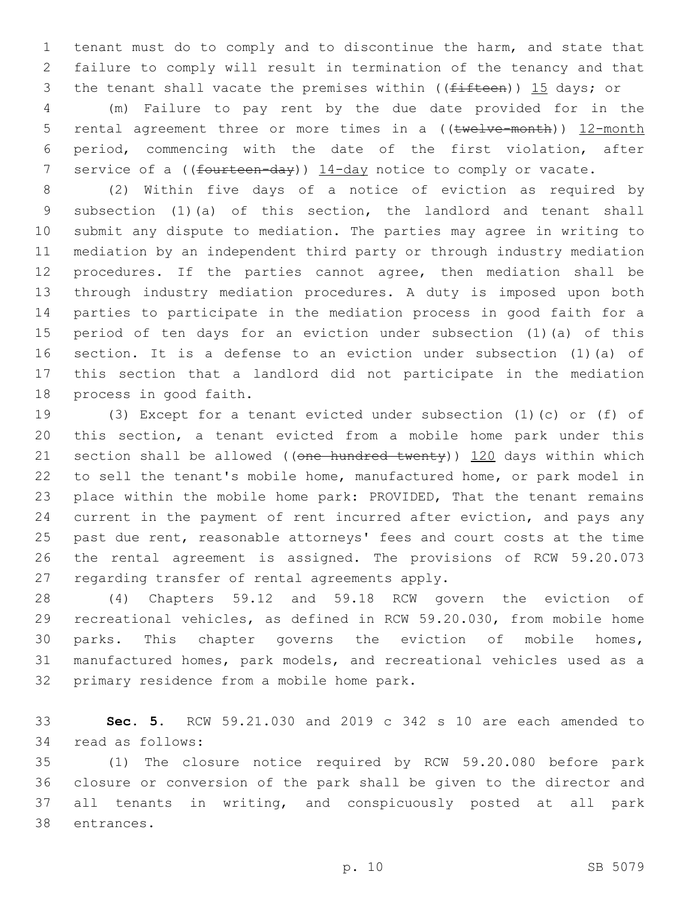tenant must do to comply and to discontinue the harm, and state that failure to comply will result in termination of the tenancy and that the tenant shall vacate the premises within ((~~fifteen~~)) 15 days; or

(m) Failure to pay rent by the due date provided for in the rental agreement three or more times in a ((~~twelve-month~~)) 12-month period, commencing with the date of the first violation, after service of a ((~~fourteen-day~~)) 14-day notice to comply or vacate.

(2) Within five days of a notice of eviction as required by subsection (1)(a) of this section, the landlord and tenant shall submit any dispute to mediation. The parties may agree in writing to mediation by an independent third party or through industry mediation procedures. If the parties cannot agree, then mediation shall be through industry mediation procedures. A duty is imposed upon both parties to participate in the mediation process in good faith for a period of ten days for an eviction under subsection (1)(a) of this section. It is a defense to an eviction under subsection (1)(a) of this section that a landlord did not participate in the mediation process in good faith.

(3) Except for a tenant evicted under subsection (1)(c) or (f) of this section, a tenant evicted from a mobile home park under this section shall be allowed ((~~one hundred twenty~~)) 120 days within which to sell the tenant's mobile home, manufactured home, or park model in place within the mobile home park: PROVIDED, That the tenant remains current in the payment of rent incurred after eviction, and pays any past due rent, reasonable attorneys' fees and court costs at the time the rental agreement is assigned. The provisions of RCW 59.20.073 regarding transfer of rental agreements apply.

(4) Chapters 59.12 and 59.18 RCW govern the eviction of recreational vehicles, as defined in RCW 59.20.030, from mobile home parks. This chapter governs the eviction of mobile homes, manufactured homes, park models, and recreational vehicles used as a primary residence from a mobile home park.

**Sec. 5.** RCW 59.21.030 and 2019 c 342 s 10 are each amended to read as follows:

(1) The closure notice required by RCW 59.20.080 before park closure or conversion of the park shall be given to the director and all tenants in writing, and conspicuously posted at all park entrances.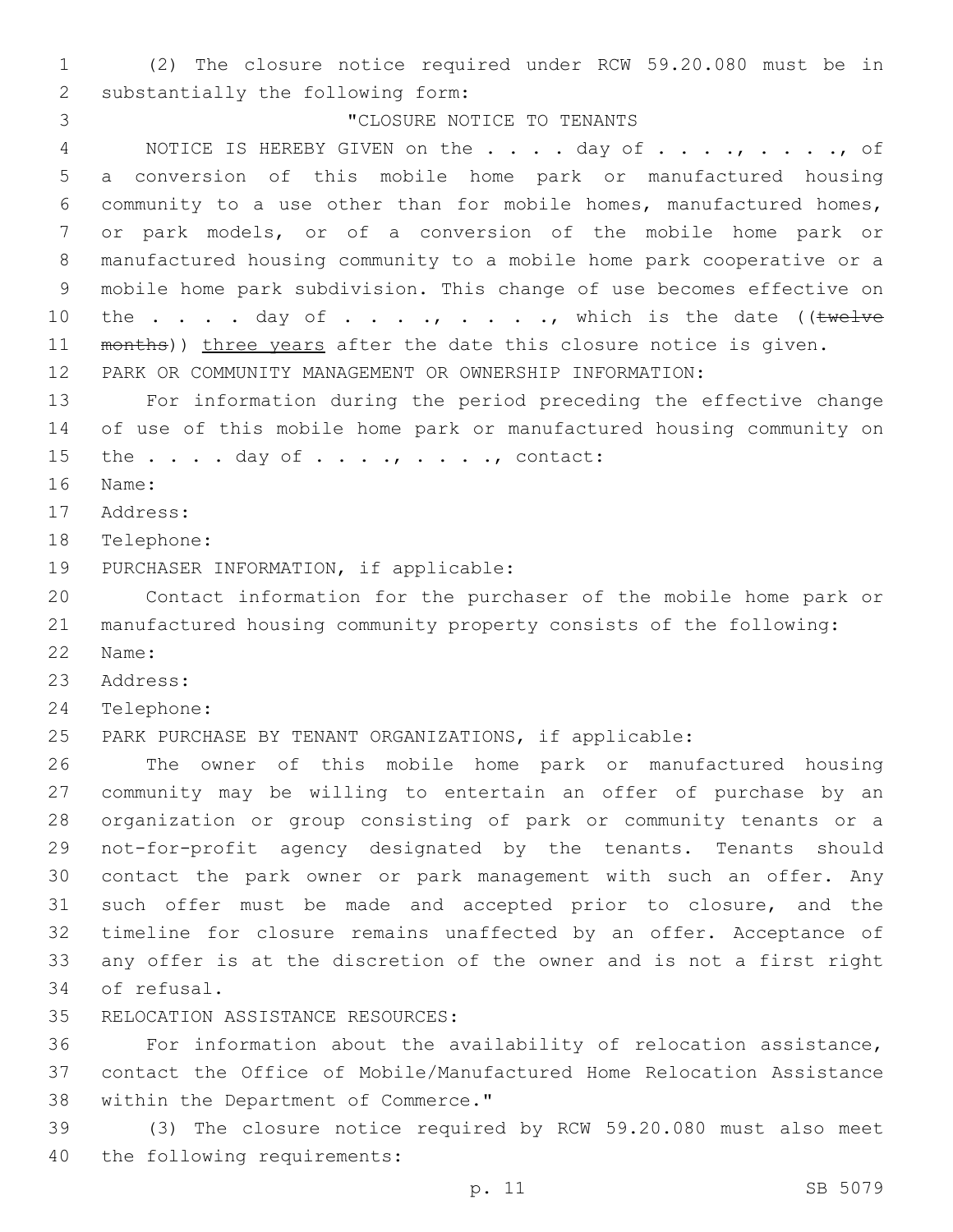(2) The closure notice required under RCW 59.20.080 must be in substantially the following form:

"CLOSURE NOTICE TO TENANTS

NOTICE IS HEREBY GIVEN on the . . . . day of . . . ., . . . ., of a conversion of this mobile home park or manufactured housing community to a use other than for mobile homes, manufactured homes, or park models, or of a conversion of the mobile home park or manufactured housing community to a mobile home park cooperative or a mobile home park subdivision. This change of use becomes effective on the . . . . day of . . . ., . . . ., which is the date ((~~twelve months~~)) <u>three years</u> after the date this closure notice is given.

PARK OR COMMUNITY MANAGEMENT OR OWNERSHIP INFORMATION:

For information during the period preceding the effective change of use of this mobile home park or manufactured housing community on the . . . . day of . . . ., . . . ., contact:

Name:

Address:

Telephone:

PURCHASER INFORMATION, if applicable:

Contact information for the purchaser of the mobile home park or manufactured housing community property consists of the following:

Name:

Address:

Telephone:

PARK PURCHASE BY TENANT ORGANIZATIONS, if applicable:

The owner of this mobile home park or manufactured housing community may be willing to entertain an offer of purchase by an organization or group consisting of park or community tenants or a not-for-profit agency designated by the tenants. Tenants should contact the park owner or park management with such an offer. Any such offer must be made and accepted prior to closure, and the timeline for closure remains unaffected by an offer. Acceptance of any offer is at the discretion of the owner and is not a first right of refusal.

RELOCATION ASSISTANCE RESOURCES:

For information about the availability of relocation assistance, contact the Office of Mobile/Manufactured Home Relocation Assistance within the Department of Commerce."

(3) The closure notice required by RCW 59.20.080 must also meet the following requirements: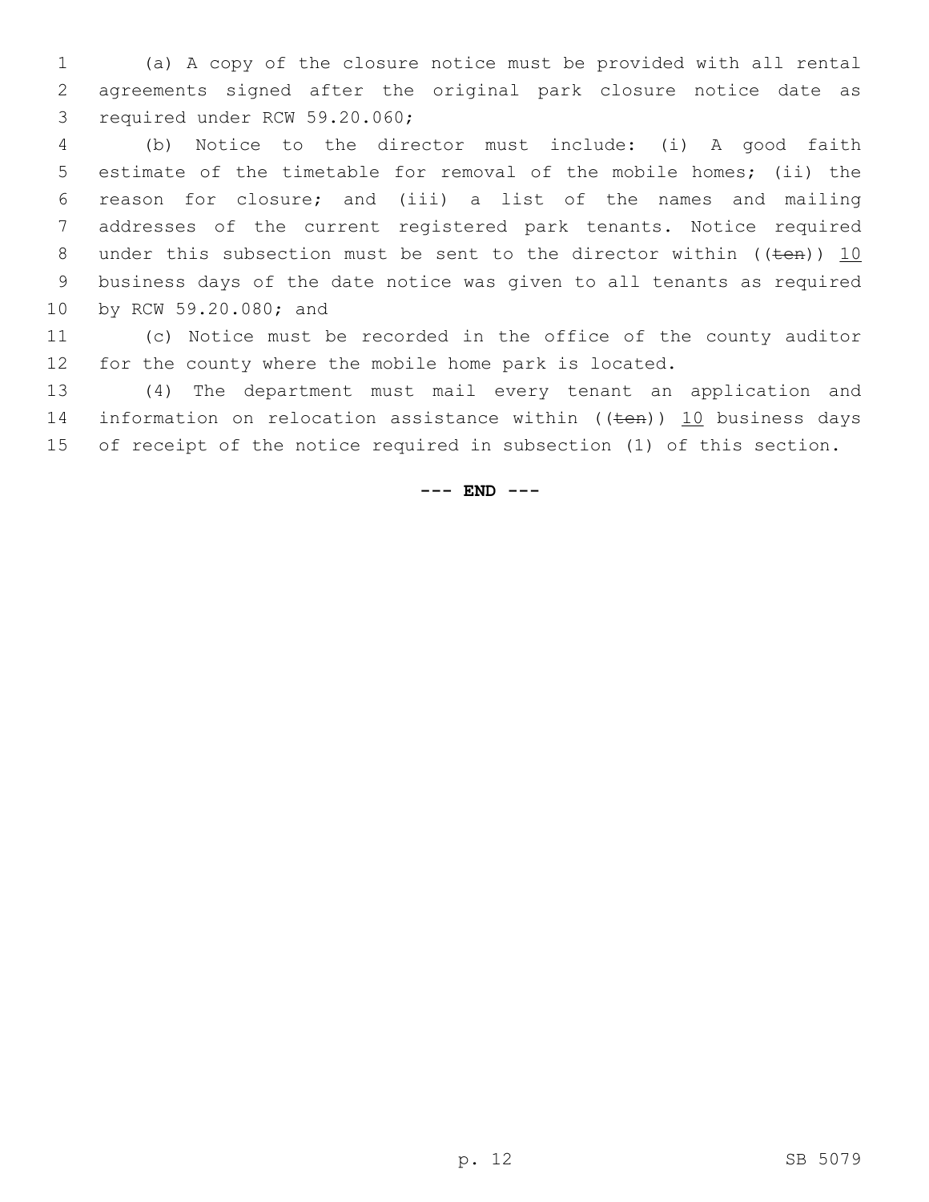(a) A copy of the closure notice must be provided with all rental agreements signed after the original park closure notice date as required under RCW 59.20.060;

(b) Notice to the director must include: (i) A good faith estimate of the timetable for removal of the mobile homes; (ii) the reason for closure; and (iii) a list of the names and mailing addresses of the current registered park tenants. Notice required under this subsection must be sent to the director within ((~~ten~~)) 10 business days of the date notice was given to all tenants as required by RCW 59.20.080; and

(c) Notice must be recorded in the office of the county auditor for the county where the mobile home park is located.

(4) The department must mail every tenant an application and information on relocation assistance within ((~~ten~~)) 10 business days of receipt of the notice required in subsection (1) of this section.

**--- END ---**